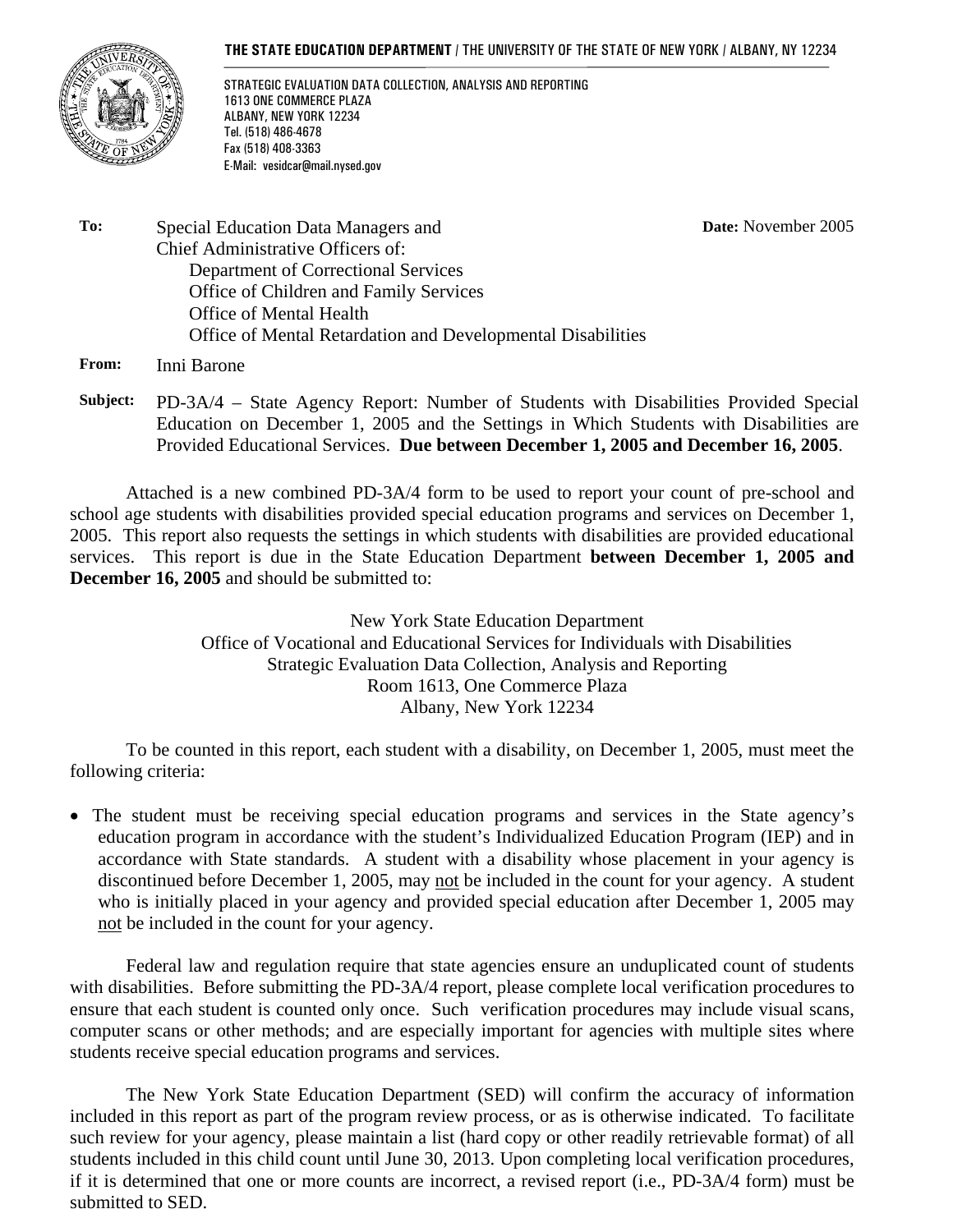**THE STATE EDUCATION DEPARTMENT** / THE UNIVERSITY OF THE STATE OF NEW YORK / ALBANY, NY 12234

STRATEGIC EVALUATION DATA COLLECTION, ANALYSIS AND REPORTING
1613 ONE COMMERCE PLAZA
ALBANY, NEW YORK 12234
Tel. (518) 486-4678
Fax (518) 408-3363
E-Mail: vesidcar@mail.nysed.gov

**To:** Special Education Data Managers and
Chief Administrative Officers of:
Department of Correctional Services
Office of Children and Family Services
Office of Mental Health
Office of Mental Retardation and Developmental Disabilities

**Date:** November 2005

**From:** Inni Barone

**Subject:** PD-3A/4 – State Agency Report: Number of Students with Disabilities Provided Special Education on December 1, 2005 and the Settings in Which Students with Disabilities are Provided Educational Services. **Due between December 1, 2005 and December 16, 2005**.

Attached is a new combined PD-3A/4 form to be used to report your count of pre-school and school age students with disabilities provided special education programs and services on December 1, 2005. This report also requests the settings in which students with disabilities are provided educational services. This report is due in the State Education Department **between December 1, 2005 and December 16, 2005** and should be submitted to:

New York State Education Department
Office of Vocational and Educational Services for Individuals with Disabilities
Strategic Evaluation Data Collection, Analysis and Reporting
Room 1613, One Commerce Plaza
Albany, New York 12234

To be counted in this report, each student with a disability, on December 1, 2005, must meet the following criteria:

- The student must be receiving special education programs and services in the State agency's education program in accordance with the student's Individualized Education Program (IEP) and in accordance with State standards. A student with a disability whose placement in your agency is discontinued before December 1, 2005, may not be included in the count for your agency. A student who is initially placed in your agency and provided special education after December 1, 2005 may not be included in the count for your agency.

Federal law and regulation require that state agencies ensure an unduplicated count of students with disabilities. Before submitting the PD-3A/4 report, please complete local verification procedures to ensure that each student is counted only once. Such verification procedures may include visual scans, computer scans or other methods; and are especially important for agencies with multiple sites where students receive special education programs and services.

The New York State Education Department (SED) will confirm the accuracy of information included in this report as part of the program review process, or as is otherwise indicated. To facilitate such review for your agency, please maintain a list (hard copy or other readily retrievable format) of all students included in this child count until June 30, 2013. Upon completing local verification procedures, if it is determined that one or more counts are incorrect, a revised report (i.e., PD-3A/4 form) must be submitted to SED.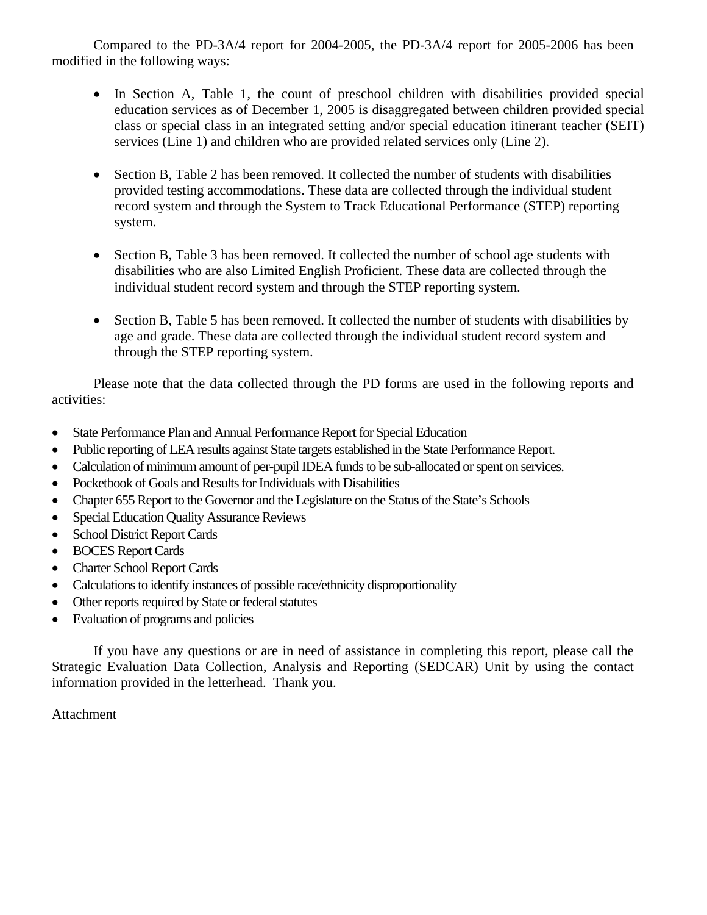Compared to the PD-3A/4 report for 2004-2005, the PD-3A/4 report for 2005-2006 has been modified in the following ways:

- In Section A, Table 1, the count of preschool children with disabilities provided special education services as of December 1, 2005 is disaggregated between children provided special class or special class in an integrated setting and/or special education itinerant teacher (SEIT) services (Line 1) and children who are provided related services only (Line 2).

- Section B, Table 2 has been removed. It collected the number of students with disabilities provided testing accommodations. These data are collected through the individual student record system and through the System to Track Educational Performance (STEP) reporting system.

- Section B, Table 3 has been removed. It collected the number of school age students with disabilities who are also Limited English Proficient. These data are collected through the individual student record system and through the STEP reporting system.

- Section B, Table 5 has been removed. It collected the number of students with disabilities by age and grade. These data are collected through the individual student record system and through the STEP reporting system.

Please note that the data collected through the PD forms are used in the following reports and activities:

- State Performance Plan and Annual Performance Report for Special Education
- Public reporting of LEA results against State targets established in the State Performance Report.
- Calculation of minimum amount of per-pupil IDEA funds to be sub-allocated or spent on services.
- Pocketbook of Goals and Results for Individuals with Disabilities
- Chapter 655 Report to the Governor and the Legislature on the Status of the State's Schools
- Special Education Quality Assurance Reviews
- School District Report Cards
- BOCES Report Cards
- Charter School Report Cards
- Calculations to identify instances of possible race/ethnicity disproportionality
- Other reports required by State or federal statutes
- Evaluation of programs and policies

If you have any questions or are in need of assistance in completing this report, please call the Strategic Evaluation Data Collection, Analysis and Reporting (SEDCAR) Unit by using the contact information provided in the letterhead. Thank you.

Attachment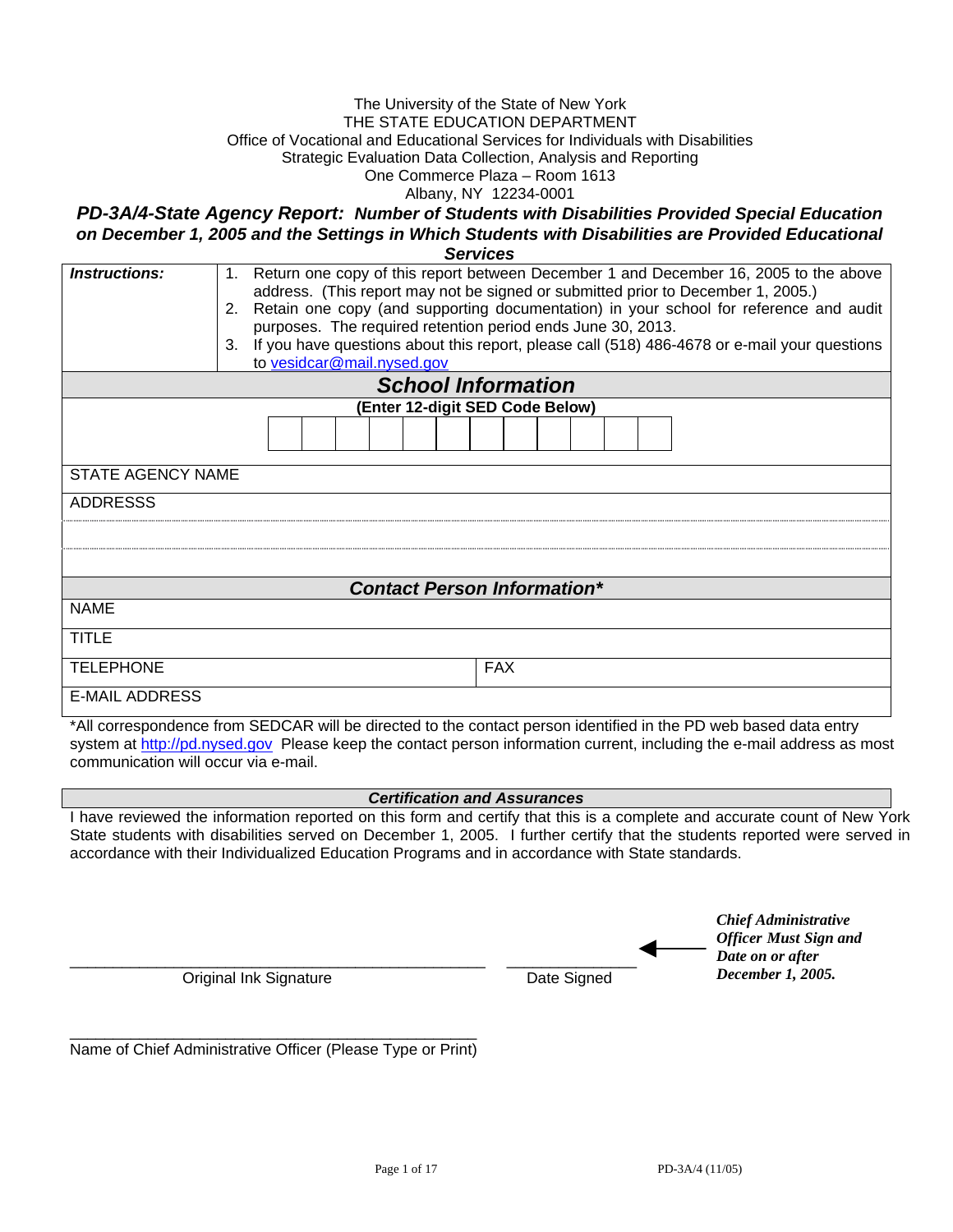The University of the State of New York
THE STATE EDUCATION DEPARTMENT
Office of Vocational and Educational Services for Individuals with Disabilities
Strategic Evaluation Data Collection, Analysis and Reporting
One Commerce Plaza – Room 1613
Albany, NY 12234-0001

## *PD-3A/4-State Agency Report: Number of Students with Disabilities Provided Special Education on December 1, 2005 and the Settings in Which Students with Disabilities are Provided Educational Services*

| ***Instructions:*** | 1. Return one copy of this report between December 1 and December 16, 2005 to the above address. (This report may not be signed or submitted prior to December 1, 2005.)<br>2. Retain one copy (and supporting documentation) in your school for reference and audit purposes. The required retention period ends June 30, 2013.<br>3. If you have questions about this report, please call (518) 486-4678 or e-mail your questions to vesidcar@mail.nysed.gov |
|---|---|

### *School Information*

**(Enter 12-digit SED Code Below)**

| | | | | | | | | | | | |
|---|---|---|---|---|---|---|---|---|---|---|---|
| | | | | | | | | | | | |

STATE AGENCY NAME

ADDRESSS

### *Contact Person Information\**

NAME

TITLE

| TELEPHONE | FAX |
|---|---|

E-MAIL ADDRESS

\*All correspondence from SEDCAR will be directed to the contact person identified in the PD web based data entry system at http://pd.nysed.gov Please keep the contact person information current, including the e-mail address as most communication will occur via e-mail.

### *Certification and Assurances*

I have reviewed the information reported on this form and certify that this is a complete and accurate count of New York State students with disabilities served on December 1, 2005. I further certify that the students reported were served in accordance with their Individualized Education Programs and in accordance with State standards.

_______________________________________ Original Ink Signature

_______________ Date Signed

***Chief Administrative Officer Must Sign and Date on or after December 1, 2005.***

_______________________________________
Name of Chief Administrative Officer (Please Type or Print)

PD-3A/4 (11/05)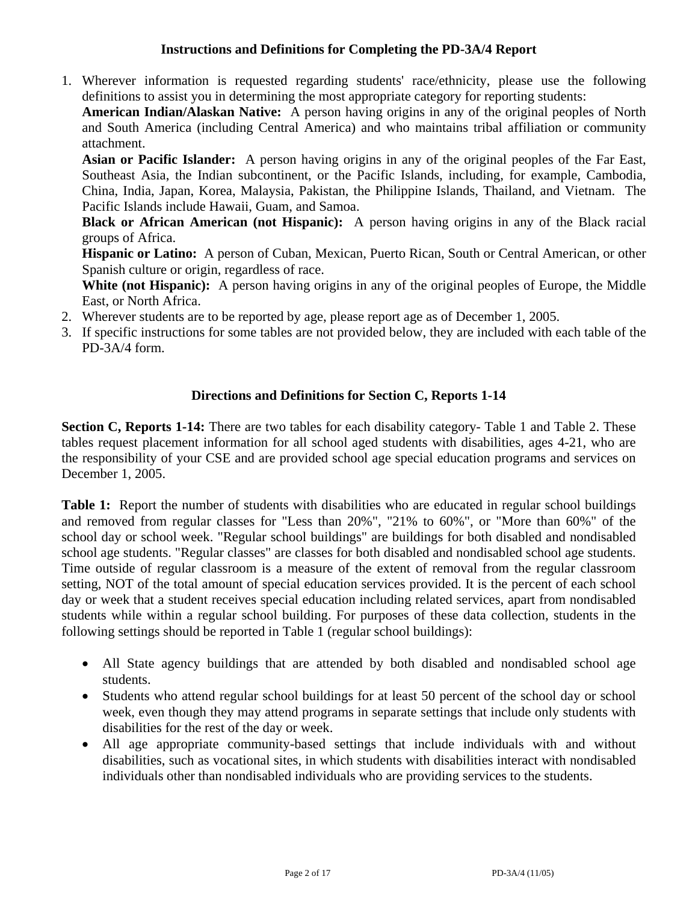## Instructions and Definitions for Completing the PD-3A/4 Report

1. Wherever information is requested regarding students' race/ethnicity, please use the following definitions to assist you in determining the most appropriate category for reporting students:
   **American Indian/Alaskan Native:** A person having origins in any of the original peoples of North and South America (including Central America) and who maintains tribal affiliation or community attachment.
   **Asian or Pacific Islander:** A person having origins in any of the original peoples of the Far East, Southeast Asia, the Indian subcontinent, or the Pacific Islands, including, for example, Cambodia, China, India, Japan, Korea, Malaysia, Pakistan, the Philippine Islands, Thailand, and Vietnam. The Pacific Islands include Hawaii, Guam, and Samoa.
   **Black or African American (not Hispanic):** A person having origins in any of the Black racial groups of Africa.
   **Hispanic or Latino:** A person of Cuban, Mexican, Puerto Rican, South or Central American, or other Spanish culture or origin, regardless of race.
   **White (not Hispanic):** A person having origins in any of the original peoples of Europe, the Middle East, or North Africa.
2. Wherever students are to be reported by age, please report age as of December 1, 2005.
3. If specific instructions for some tables are not provided below, they are included with each table of the PD-3A/4 form.

## Directions and Definitions for Section C, Reports 1-14

**Section C, Reports 1-14:** There are two tables for each disability category- Table 1 and Table 2. These tables request placement information for all school aged students with disabilities, ages 4-21, who are the responsibility of your CSE and are provided school age special education programs and services on December 1, 2005.

**Table 1:** Report the number of students with disabilities who are educated in regular school buildings and removed from regular classes for "Less than 20%", "21% to 60%", or "More than 60%" of the school day or school week. "Regular school buildings" are buildings for both disabled and nondisabled school age students. "Regular classes" are classes for both disabled and nondisabled school age students. Time outside of regular classroom is a measure of the extent of removal from the regular classroom setting, NOT of the total amount of special education services provided. It is the percent of each school day or week that a student receives special education including related services, apart from nondisabled students while within a regular school building. For purposes of these data collection, students in the following settings should be reported in Table 1 (regular school buildings):

- All State agency buildings that are attended by both disabled and nondisabled school age students.
- Students who attend regular school buildings for at least 50 percent of the school day or school week, even though they may attend programs in separate settings that include only students with disabilities for the rest of the day or week.
- All age appropriate community-based settings that include individuals with and without disabilities, such as vocational sites, in which students with disabilities interact with nondisabled individuals other than nondisabled individuals who are providing services to the students.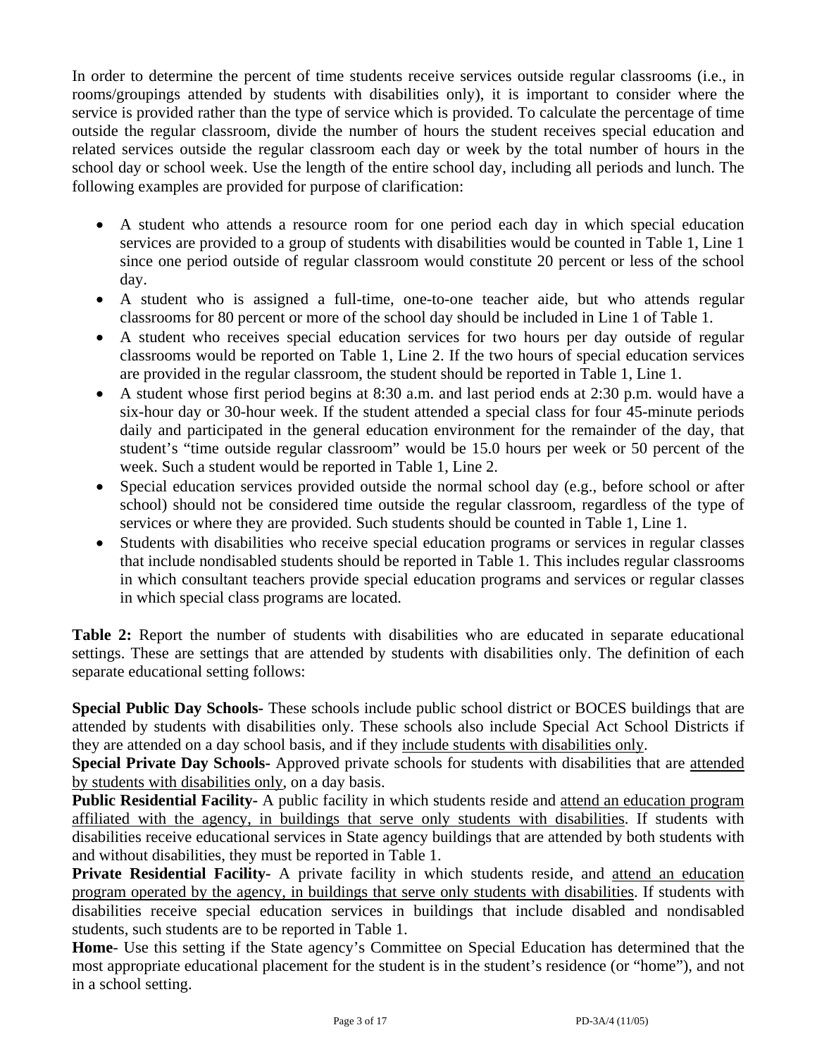In order to determine the percent of time students receive services outside regular classrooms (i.e., in rooms/groupings attended by students with disabilities only), it is important to consider where the service is provided rather than the type of service which is provided. To calculate the percentage of time outside the regular classroom, divide the number of hours the student receives special education and related services outside the regular classroom each day or week by the total number of hours in the school day or school week. Use the length of the entire school day, including all periods and lunch. The following examples are provided for purpose of clarification:

- A student who attends a resource room for one period each day in which special education services are provided to a group of students with disabilities would be counted in Table 1, Line 1 since one period outside of regular classroom would constitute 20 percent or less of the school day.
- A student who is assigned a full-time, one-to-one teacher aide, but who attends regular classrooms for 80 percent or more of the school day should be included in Line 1 of Table 1.
- A student who receives special education services for two hours per day outside of regular classrooms would be reported on Table 1, Line 2. If the two hours of special education services are provided in the regular classroom, the student should be reported in Table 1, Line 1.
- A student whose first period begins at 8:30 a.m. and last period ends at 2:30 p.m. would have a six-hour day or 30-hour week. If the student attended a special class for four 45-minute periods daily and participated in the general education environment for the remainder of the day, that student's "time outside regular classroom" would be 15.0 hours per week or 50 percent of the week. Such a student would be reported in Table 1, Line 2.
- Special education services provided outside the normal school day (e.g., before school or after school) should not be considered time outside the regular classroom, regardless of the type of services or where they are provided. Such students should be counted in Table 1, Line 1.
- Students with disabilities who receive special education programs or services in regular classes that include nondisabled students should be reported in Table 1. This includes regular classrooms in which consultant teachers provide special education programs and services or regular classes in which special class programs are located.

**Table 2:** Report the number of students with disabilities who are educated in separate educational settings. These are settings that are attended by students with disabilities only. The definition of each separate educational setting follows:

**Special Public Day Schools-** These schools include public school district or BOCES buildings that are attended by students with disabilities only. These schools also include Special Act School Districts if they are attended on a day school basis, and if they include students with disabilities only.

**Special Private Day Schools-** Approved private schools for students with disabilities that are attended by students with disabilities only, on a day basis.

**Public Residential Facility-** A public facility in which students reside and attend an education program affiliated with the agency, in buildings that serve only students with disabilities. If students with disabilities receive educational services in State agency buildings that are attended by both students with and without disabilities, they must be reported in Table 1.

**Private Residential Facility-** A private facility in which students reside, and attend an education program operated by the agency, in buildings that serve only students with disabilities. If students with disabilities receive special education services in buildings that include disabled and nondisabled students, such students are to be reported in Table 1.

**Home**- Use this setting if the State agency's Committee on Special Education has determined that the most appropriate educational placement for the student is in the student's residence (or "home"), and not in a school setting.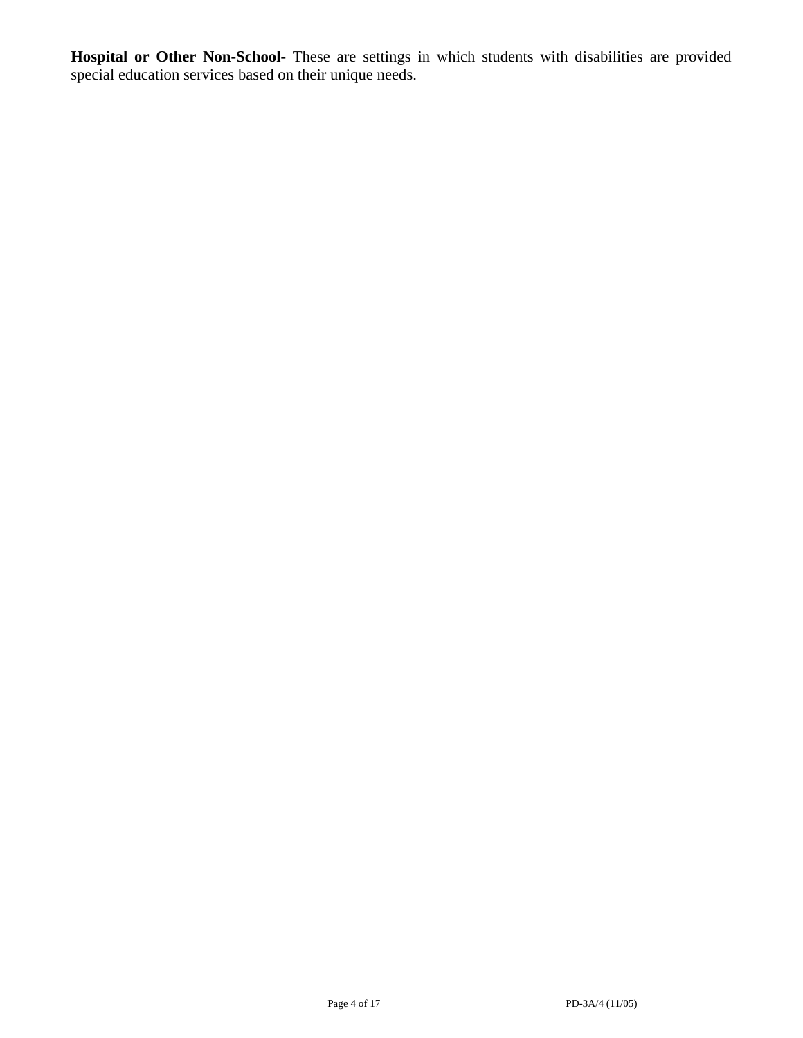**Hospital or Other Non-School-** These are settings in which students with disabilities are provided special education services based on their unique needs.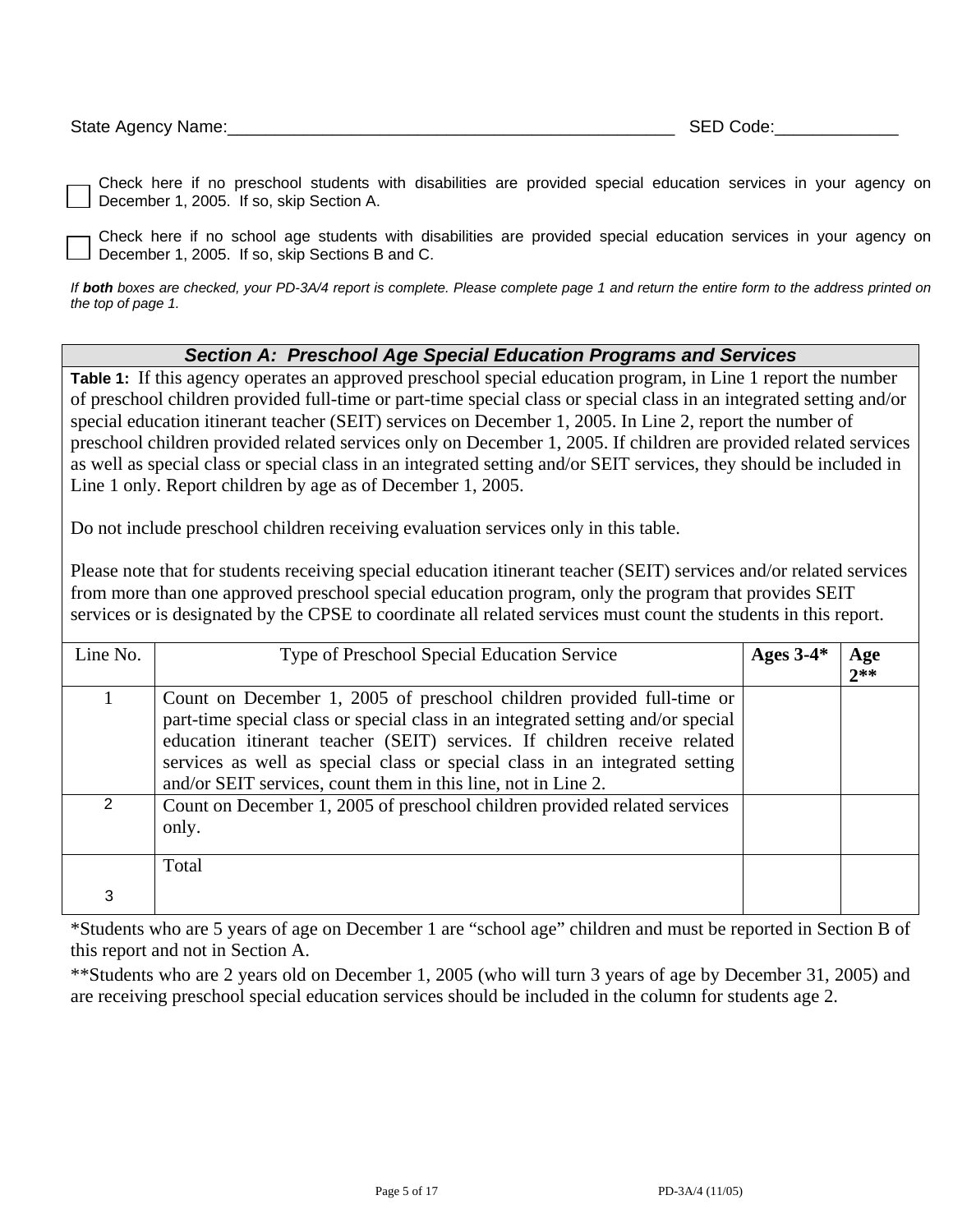State Agency Name:_________________________________________________ SED Code:_____________

☐ Check here if no preschool students with disabilities are provided special education services in your agency on December 1, 2005. If so, skip Section A.

☐ Check here if no school age students with disabilities are provided special education services in your agency on December 1, 2005. If so, skip Sections B and C.

*If **both** boxes are checked, your PD-3A/4 report is complete. Please complete page 1 and return the entire form to the address printed on the top of page 1.*

## *Section A: Preschool Age Special Education Programs and Services*

**Table 1:** If this agency operates an approved preschool special education program, in Line 1 report the number of preschool children provided full-time or part-time special class or special class in an integrated setting and/or special education itinerant teacher (SEIT) services on December 1, 2005. In Line 2, report the number of preschool children provided related services only on December 1, 2005. If children are provided related services as well as special class or special class in an integrated setting and/or SEIT services, they should be included in Line 1 only. Report children by age as of December 1, 2005.

Do not include preschool children receiving evaluation services only in this table.

Please note that for students receiving special education itinerant teacher (SEIT) services and/or related services from more than one approved preschool special education program, only the program that provides SEIT services or is designated by the CPSE to coordinate all related services must count the students in this report.

| Line No. | Type of Preschool Special Education Service | **Ages 3-4*** | **Age 2**** |
|---|---|---|---|
| 1 | Count on December 1, 2005 of preschool children provided full-time or part-time special class or special class in an integrated setting and/or special education itinerant teacher (SEIT) services. If children receive related services as well as special class or special class in an integrated setting and/or SEIT services, count them in this line, not in Line 2. | | |
| 2 | Count on December 1, 2005 of preschool children provided related services only. | | |
| 3 | Total | | |

*Students who are 5 years of age on December 1 are "school age" children and must be reported in Section B of this report and not in Section A.

**Students who are 2 years old on December 1, 2005 (who will turn 3 years of age by December 31, 2005) and are receiving preschool special education services should be included in the column for students age 2.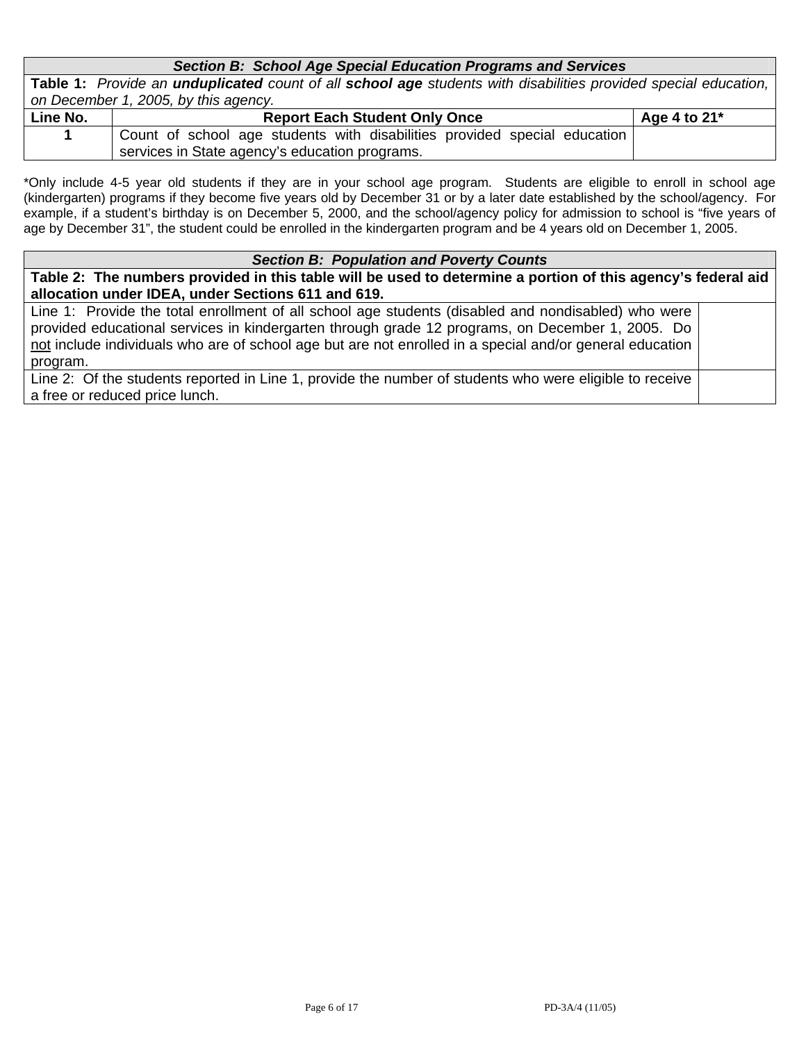| *Section B: School Age Special Education Programs and Services* | | |
|---|---|---|
| **Table 1:** *Provide an **unduplicated** count of all **school age** students with disabilities provided special education, on December 1, 2005, by this agency.* | | |
| **Line No.** | **Report Each Student Only Once** | **Age 4 to 21*** |
| **1** | Count of school age students with disabilities provided special education services in State agency's education programs. | |

*Only include 4-5 year old students if they are in your school age program. Students are eligible to enroll in school age (kindergarten) programs if they become five years old by December 31 or by a later date established by the school/agency. For example, if a student's birthday is on December 5, 2000, and the school/agency policy for admission to school is "five years of age by December 31", the student could be enrolled in the kindergarten program and be 4 years old on December 1, 2005.

| *Section B: Population and Poverty Counts* | |
|---|---|
| **Table 2: The numbers provided in this table will be used to determine a portion of this agency's federal aid allocation under IDEA, under Sections 611 and 619.** | |
| Line 1: Provide the total enrollment of all school age students (disabled and nondisabled) who were provided educational services in kindergarten through grade 12 programs, on December 1, 2005. Do <u>not</u> include individuals who are of school age but are not enrolled in a special and/or general education program. | |
| Line 2: Of the students reported in Line 1, provide the number of students who were eligible to receive a free or reduced price lunch. | |

PD-3A/4 (11/05)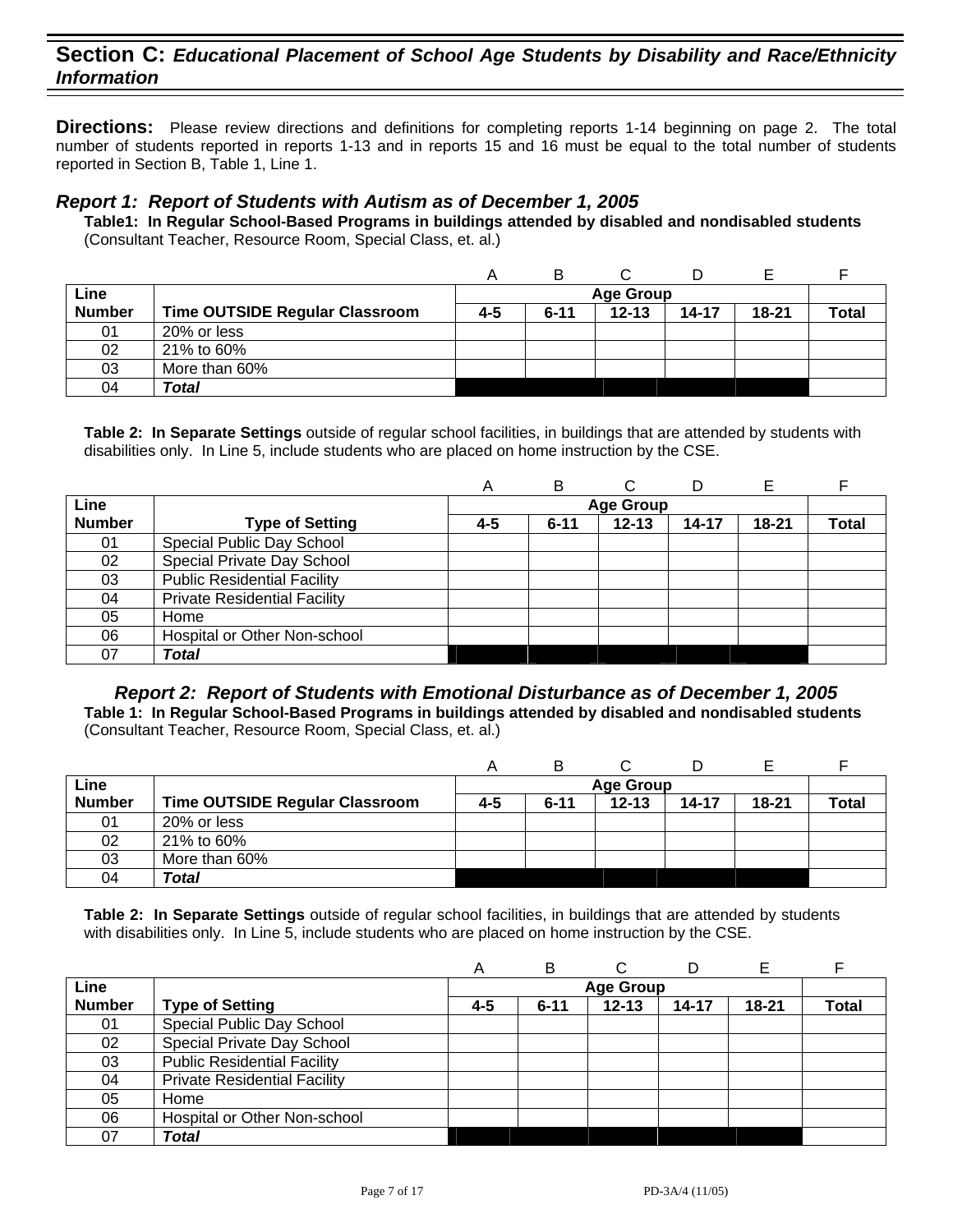## Section C: *Educational Placement of School Age Students by Disability and Race/Ethnicity Information*

**Directions:** Please review directions and definitions for completing reports 1-14 beginning on page 2. The total number of students reported in reports 1-13 and in reports 15 and 16 must be equal to the total number of students reported in Section B, Table 1, Line 1.

### *Report 1: Report of Students with Autism as of December 1, 2005*

**Table1: In Regular School-Based Programs in buildings attended by disabled and nondisabled students** (Consultant Teacher, Resource Room, Special Class, et. al.)

| | | A | B | C | D | E | F |
|---|---|---|---|---|---|---|---|
| **Line** | | **Age Group** | | | | | |
| **Number** | **Time OUTSIDE Regular Classroom** | **4-5** | **6-11** | **12-13** | **14-17** | **18-21** | **Total** |
| 01 | 20% or less | | | | | | |
| 02 | 21% to 60% | | | | | | |
| 03 | More than 60% | | | | | | |
| 04 | ***Total*** | | | | | | |

**Table 2: In Separate Settings** outside of regular school facilities, in buildings that are attended by students with disabilities only. In Line 5, include students who are placed on home instruction by the CSE.

| | | A | B | C | D | E | F |
|---|---|---|---|---|---|---|---|
| **Line** | | **Age Group** | | | | | |
| **Number** | **Type of Setting** | **4-5** | **6-11** | **12-13** | **14-17** | **18-21** | **Total** |
| 01 | Special Public Day School | | | | | | |
| 02 | Special Private Day School | | | | | | |
| 03 | Public Residential Facility | | | | | | |
| 04 | Private Residential Facility | | | | | | |
| 05 | Home | | | | | | |
| 06 | Hospital or Other Non-school | | | | | | |
| 07 | ***Total*** | | | | | | |

### *Report 2: Report of Students with Emotional Disturbance as of December 1, 2005*

**Table 1: In Regular School-Based Programs in buildings attended by disabled and nondisabled students** (Consultant Teacher, Resource Room, Special Class, et. al.)

| | | A | B | C | D | E | F |
|---|---|---|---|---|---|---|---|
| **Line** | | **Age Group** | | | | | |
| **Number** | **Time OUTSIDE Regular Classroom** | **4-5** | **6-11** | **12-13** | **14-17** | **18-21** | **Total** |
| 01 | 20% or less | | | | | | |
| 02 | 21% to 60% | | | | | | |
| 03 | More than 60% | | | | | | |
| 04 | ***Total*** | | | | | | |

**Table 2: In Separate Settings** outside of regular school facilities, in buildings that are attended by students with disabilities only. In Line 5, include students who are placed on home instruction by the CSE.

| | | A | B | C | D | E | F |
|---|---|---|---|---|---|---|---|
| **Line** | | **Age Group** | | | | | |
| **Number** | **Type of Setting** | **4-5** | **6-11** | **12-13** | **14-17** | **18-21** | **Total** |
| 01 | Special Public Day School | | | | | | |
| 02 | Special Private Day School | | | | | | |
| 03 | Public Residential Facility | | | | | | |
| 04 | Private Residential Facility | | | | | | |
| 05 | Home | | | | | | |
| 06 | Hospital or Other Non-school | | | | | | |
| 07 | ***Total*** | | | | | | |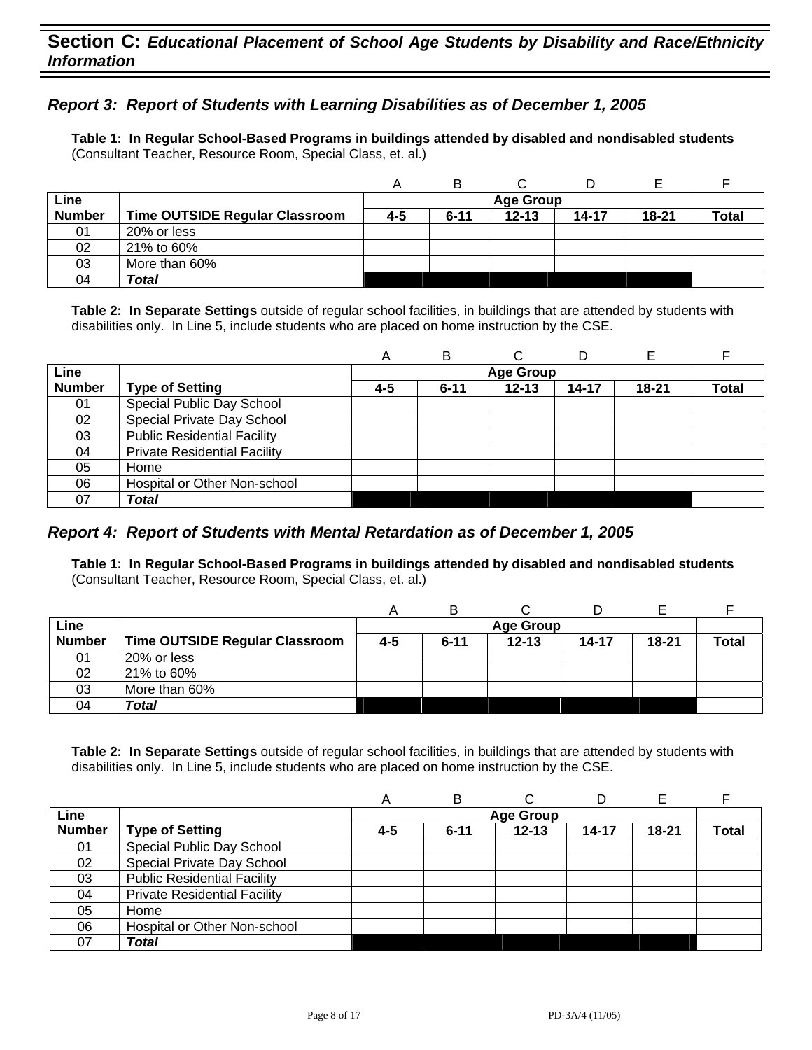## Section C: *Educational Placement of School Age Students by Disability and Race/Ethnicity Information*

### *Report 3: Report of Students with Learning Disabilities as of December 1, 2005*

**Table 1: In Regular School-Based Programs in buildings attended by disabled and nondisabled students** (Consultant Teacher, Resource Room, Special Class, et. al.)

| | | A | B | C | D | E | F |
|---|---|---|---|---|---|---|---|
| **Line Number** | **Time OUTSIDE Regular Classroom** | **Age Group** | | | | | |
| | | **4-5** | **6-11** | **12-13** | **14-17** | **18-21** | **Total** |
| 01 | 20% or less | | | | | | |
| 02 | 21% to 60% | | | | | | |
| 03 | More than 60% | | | | | | |
| 04 | ***Total*** | | | | | | |

**Table 2: In Separate Settings** outside of regular school facilities, in buildings that are attended by students with disabilities only. In Line 5, include students who are placed on home instruction by the CSE.

| | | A | B | C | D | E | F |
|---|---|---|---|---|---|---|---|
| **Line Number** | **Type of Setting** | **Age Group** | | | | | |
| | | **4-5** | **6-11** | **12-13** | **14-17** | **18-21** | **Total** |
| 01 | Special Public Day School | | | | | | |
| 02 | Special Private Day School | | | | | | |
| 03 | Public Residential Facility | | | | | | |
| 04 | Private Residential Facility | | | | | | |
| 05 | Home | | | | | | |
| 06 | Hospital or Other Non-school | | | | | | |
| 07 | ***Total*** | | | | | | |

### *Report 4: Report of Students with Mental Retardation as of December 1, 2005*

**Table 1: In Regular School-Based Programs in buildings attended by disabled and nondisabled students** (Consultant Teacher, Resource Room, Special Class, et. al.)

| | | A | B | C | D | E | F |
|---|---|---|---|---|---|---|---|
| **Line Number** | **Time OUTSIDE Regular Classroom** | **Age Group** | | | | | |
| | | **4-5** | **6-11** | **12-13** | **14-17** | **18-21** | **Total** |
| 01 | 20% or less | | | | | | |
| 02 | 21% to 60% | | | | | | |
| 03 | More than 60% | | | | | | |
| 04 | ***Total*** | | | | | | |

**Table 2: In Separate Settings** outside of regular school facilities, in buildings that are attended by students with disabilities only. In Line 5, include students who are placed on home instruction by the CSE.

| | | A | B | C | D | E | F |
|---|---|---|---|---|---|---|---|
| **Line Number** | **Type of Setting** | **Age Group** | | | | | |
| | | **4-5** | **6-11** | **12-13** | **14-17** | **18-21** | **Total** |
| 01 | Special Public Day School | | | | | | |
| 02 | Special Private Day School | | | | | | |
| 03 | Public Residential Facility | | | | | | |
| 04 | Private Residential Facility | | | | | | |
| 05 | Home | | | | | | |
| 06 | Hospital or Other Non-school | | | | | | |
| 07 | ***Total*** | | | | | | |

PD-3A/4 (11/05)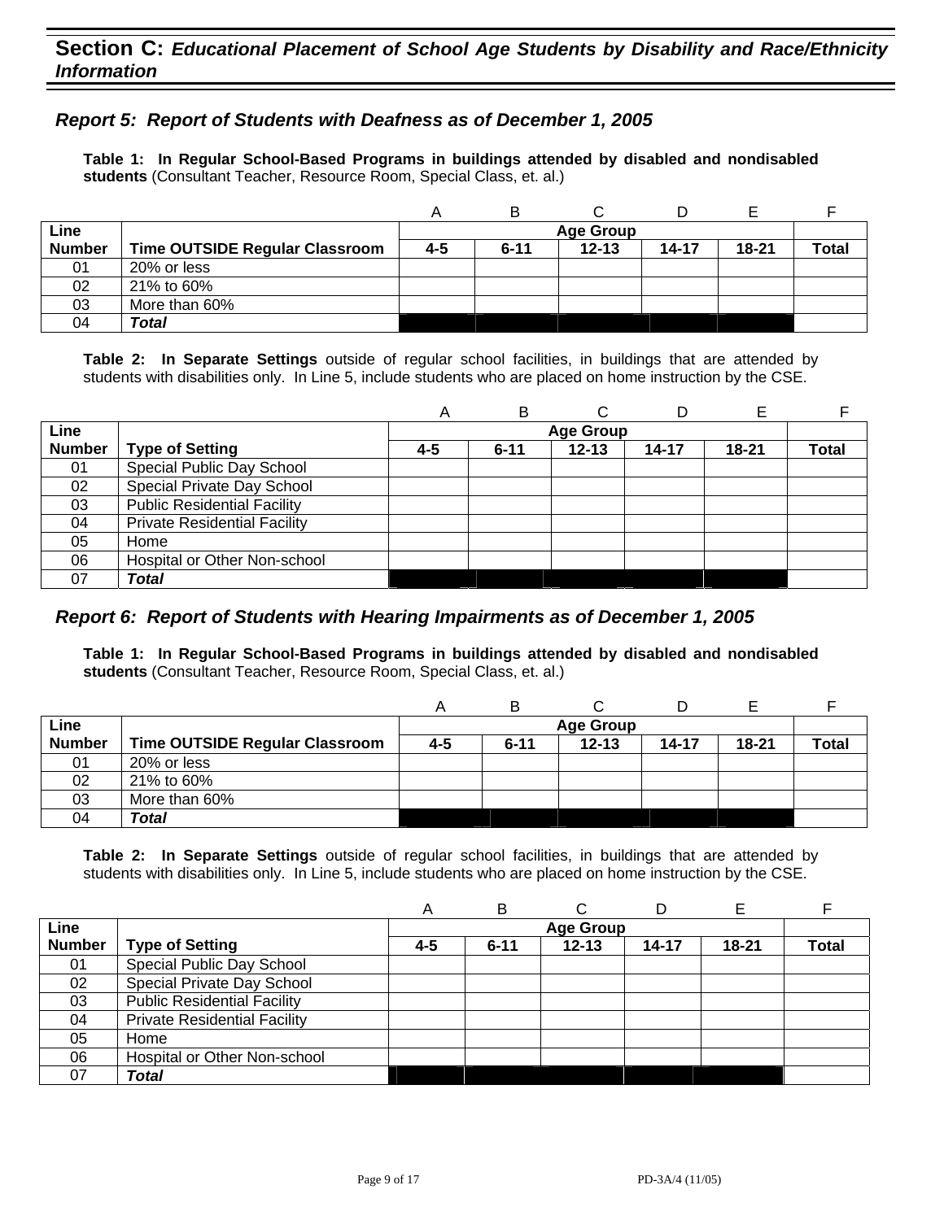## Section C: *Educational Placement of School Age Students by Disability and Race/Ethnicity Information*

### *Report 5: Report of Students with Deafness as of December 1, 2005*

**Table 1: In Regular School-Based Programs in buildings attended by disabled and nondisabled students** (Consultant Teacher, Resource Room, Special Class, et. al.)

| | | A | B | C | D | E | F |
|---|---|---|---|---|---|---|---|
| **Line Number** | **Time OUTSIDE Regular Classroom** | **Age Group 4-5** | **6-11** | **12-13** | **14-17** | **18-21** | **Total** |
| 01 | 20% or less | | | | | | |
| 02 | 21% to 60% | | | | | | |
| 03 | More than 60% | | | | | | |
| 04 | ***Total*** | | | | | | |

**Table 2: In Separate Settings** outside of regular school facilities, in buildings that are attended by students with disabilities only. In Line 5, include students who are placed on home instruction by the CSE.

| | | A | B | C | D | E | F |
|---|---|---|---|---|---|---|---|
| **Line Number** | **Type of Setting** | **Age Group 4-5** | **6-11** | **12-13** | **14-17** | **18-21** | **Total** |
| 01 | Special Public Day School | | | | | | |
| 02 | Special Private Day School | | | | | | |
| 03 | Public Residential Facility | | | | | | |
| 04 | Private Residential Facility | | | | | | |
| 05 | Home | | | | | | |
| 06 | Hospital or Other Non-school | | | | | | |
| 07 | ***Total*** | | | | | | |

### *Report 6: Report of Students with Hearing Impairments as of December 1, 2005*

**Table 1: In Regular School-Based Programs in buildings attended by disabled and nondisabled students** (Consultant Teacher, Resource Room, Special Class, et. al.)

| | | A | B | C | D | E | F |
|---|---|---|---|---|---|---|---|
| **Line Number** | **Time OUTSIDE Regular Classroom** | **Age Group 4-5** | **6-11** | **12-13** | **14-17** | **18-21** | **Total** |
| 01 | 20% or less | | | | | | |
| 02 | 21% to 60% | | | | | | |
| 03 | More than 60% | | | | | | |
| 04 | ***Total*** | | | | | | |

**Table 2: In Separate Settings** outside of regular school facilities, in buildings that are attended by students with disabilities only. In Line 5, include students who are placed on home instruction by the CSE.

| | | A | B | C | D | E | F |
|---|---|---|---|---|---|---|---|
| **Line Number** | **Type of Setting** | **Age Group 4-5** | **6-11** | **12-13** | **14-17** | **18-21** | **Total** |
| 01 | Special Public Day School | | | | | | |
| 02 | Special Private Day School | | | | | | |
| 03 | Public Residential Facility | | | | | | |
| 04 | Private Residential Facility | | | | | | |
| 05 | Home | | | | | | |
| 06 | Hospital or Other Non-school | | | | | | |
| 07 | ***Total*** | | | | | | |

PD-3A/4 (11/05)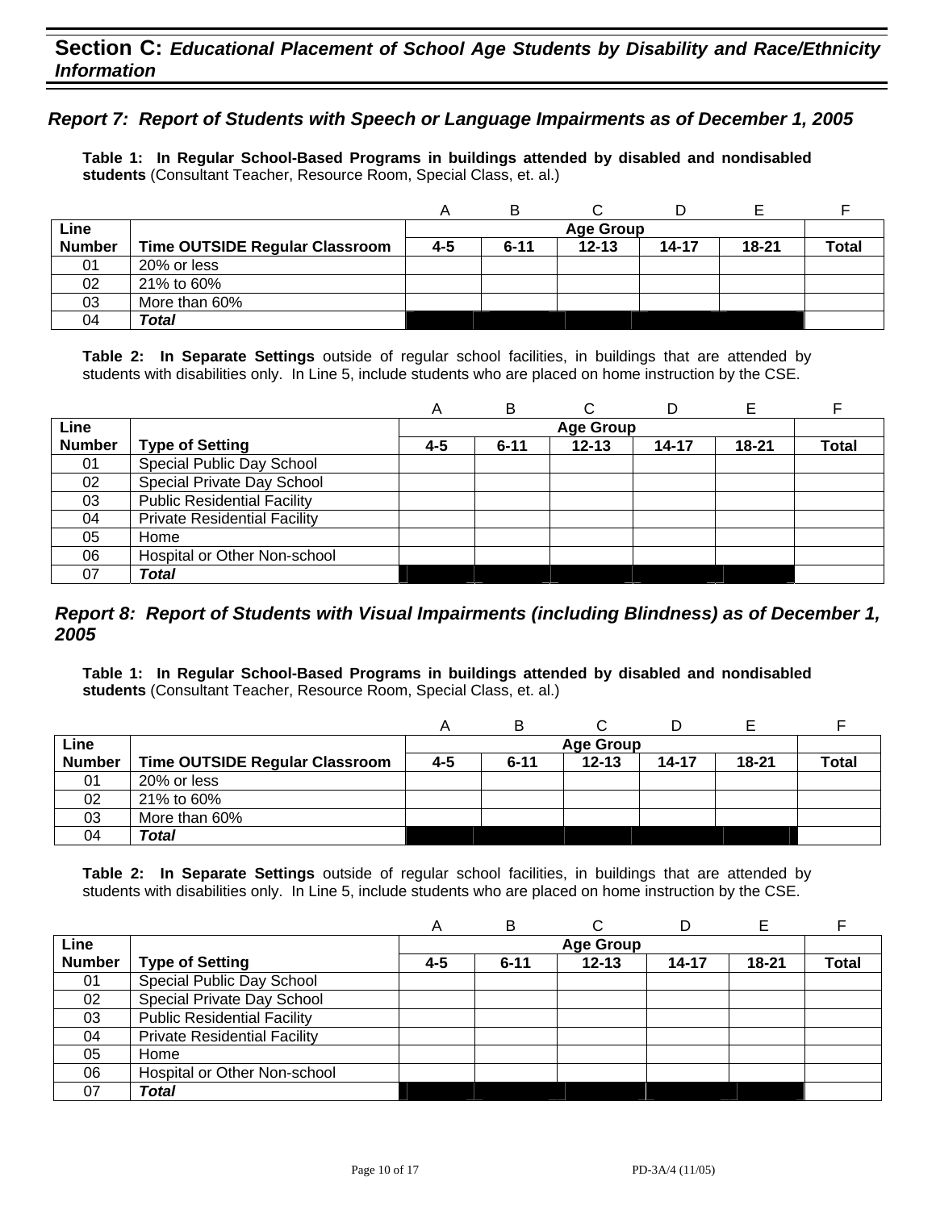## Section C: *Educational Placement of School Age Students by Disability and Race/Ethnicity Information*

### *Report 7: Report of Students with Speech or Language Impairments as of December 1, 2005*

**Table 1: In Regular School-Based Programs in buildings attended by disabled and nondisabled students** (Consultant Teacher, Resource Room, Special Class, et. al.)

| | | A | B | C | D | E | F |
|---|---|---|---|---|---|---|---|
| **Line Number** | **Time OUTSIDE Regular Classroom** | **Age Group 4-5** | **6-11** | **12-13** | **14-17** | **18-21** | **Total** |
| 01 | 20% or less | | | | | | |
| 02 | 21% to 60% | | | | | | |
| 03 | More than 60% | | | | | | |
| 04 | ***Total*** | | | | | | |

**Table 2: In Separate Settings** outside of regular school facilities, in buildings that are attended by students with disabilities only. In Line 5, include students who are placed on home instruction by the CSE.

| | | A | B | C | D | E | F |
|---|---|---|---|---|---|---|---|
| **Line Number** | **Type of Setting** | **Age Group 4-5** | **6-11** | **12-13** | **14-17** | **18-21** | **Total** |
| 01 | Special Public Day School | | | | | | |
| 02 | Special Private Day School | | | | | | |
| 03 | Public Residential Facility | | | | | | |
| 04 | Private Residential Facility | | | | | | |
| 05 | Home | | | | | | |
| 06 | Hospital or Other Non-school | | | | | | |
| 07 | ***Total*** | | | | | | |

### *Report 8: Report of Students with Visual Impairments (including Blindness) as of December 1, 2005*

**Table 1: In Regular School-Based Programs in buildings attended by disabled and nondisabled students** (Consultant Teacher, Resource Room, Special Class, et. al.)

| | | A | B | C | D | E | F |
|---|---|---|---|---|---|---|---|
| **Line Number** | **Time OUTSIDE Regular Classroom** | **Age Group 4-5** | **6-11** | **12-13** | **14-17** | **18-21** | **Total** |
| 01 | 20% or less | | | | | | |
| 02 | 21% to 60% | | | | | | |
| 03 | More than 60% | | | | | | |
| 04 | ***Total*** | | | | | | |

**Table 2: In Separate Settings** outside of regular school facilities, in buildings that are attended by students with disabilities only. In Line 5, include students who are placed on home instruction by the CSE.

| | | A | B | C | D | E | F |
|---|---|---|---|---|---|---|---|
| **Line Number** | **Type of Setting** | **Age Group 4-5** | **6-11** | **12-13** | **14-17** | **18-21** | **Total** |
| 01 | Special Public Day School | | | | | | |
| 02 | Special Private Day School | | | | | | |
| 03 | Public Residential Facility | | | | | | |
| 04 | Private Residential Facility | | | | | | |
| 05 | Home | | | | | | |
| 06 | Hospital or Other Non-school | | | | | | |
| 07 | ***Total*** | | | | | | |

PD-3A/4 (11/05)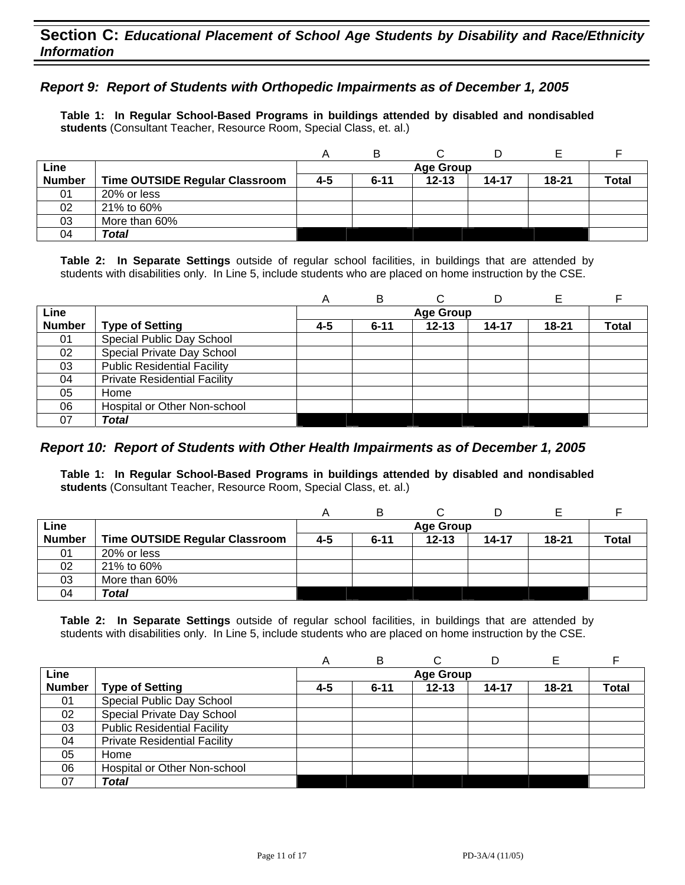## Section C: *Educational Placement of School Age Students by Disability and Race/Ethnicity Information*

### *Report 9: Report of Students with Orthopedic Impairments as of December 1, 2005*

**Table 1: In Regular School-Based Programs in buildings attended by disabled and nondisabled students** (Consultant Teacher, Resource Room, Special Class, et. al.)

| | | A | B | C | D | E | F |
|---|---|---|---|---|---|---|---|
| **Line** | | **Age Group** | | | | | |
| **Number** | **Time OUTSIDE Regular Classroom** | **4-5** | **6-11** | **12-13** | **14-17** | **18-21** | **Total** |
| 01 | 20% or less | | | | | | |
| 02 | 21% to 60% | | | | | | |
| 03 | More than 60% | | | | | | |
| 04 | ***Total*** | | | | | | |

**Table 2: In Separate Settings** outside of regular school facilities, in buildings that are attended by students with disabilities only. In Line 5, include students who are placed on home instruction by the CSE.

| | | A | B | C | D | E | F |
|---|---|---|---|---|---|---|---|
| **Line** | | **Age Group** | | | | | |
| **Number** | **Type of Setting** | **4-5** | **6-11** | **12-13** | **14-17** | **18-21** | **Total** |
| 01 | Special Public Day School | | | | | | |
| 02 | Special Private Day School | | | | | | |
| 03 | Public Residential Facility | | | | | | |
| 04 | Private Residential Facility | | | | | | |
| 05 | Home | | | | | | |
| 06 | Hospital or Other Non-school | | | | | | |
| 07 | ***Total*** | | | | | | |

### *Report 10: Report of Students with Other Health Impairments as of December 1, 2005*

**Table 1: In Regular School-Based Programs in buildings attended by disabled and nondisabled students** (Consultant Teacher, Resource Room, Special Class, et. al.)

| | | A | B | C | D | E | F |
|---|---|---|---|---|---|---|---|
| **Line** | | **Age Group** | | | | | |
| **Number** | **Time OUTSIDE Regular Classroom** | **4-5** | **6-11** | **12-13** | **14-17** | **18-21** | **Total** |
| 01 | 20% or less | | | | | | |
| 02 | 21% to 60% | | | | | | |
| 03 | More than 60% | | | | | | |
| 04 | ***Total*** | | | | | | |

**Table 2: In Separate Settings** outside of regular school facilities, in buildings that are attended by students with disabilities only. In Line 5, include students who are placed on home instruction by the CSE.

| | | A | B | C | D | E | F |
|---|---|---|---|---|---|---|---|
| **Line** | | **Age Group** | | | | | |
| **Number** | **Type of Setting** | **4-5** | **6-11** | **12-13** | **14-17** | **18-21** | **Total** |
| 01 | Special Public Day School | | | | | | |
| 02 | Special Private Day School | | | | | | |
| 03 | Public Residential Facility | | | | | | |
| 04 | Private Residential Facility | | | | | | |
| 05 | Home | | | | | | |
| 06 | Hospital or Other Non-school | | | | | | |
| 07 | ***Total*** | | | | | | |

PD-3A/4 (11/05)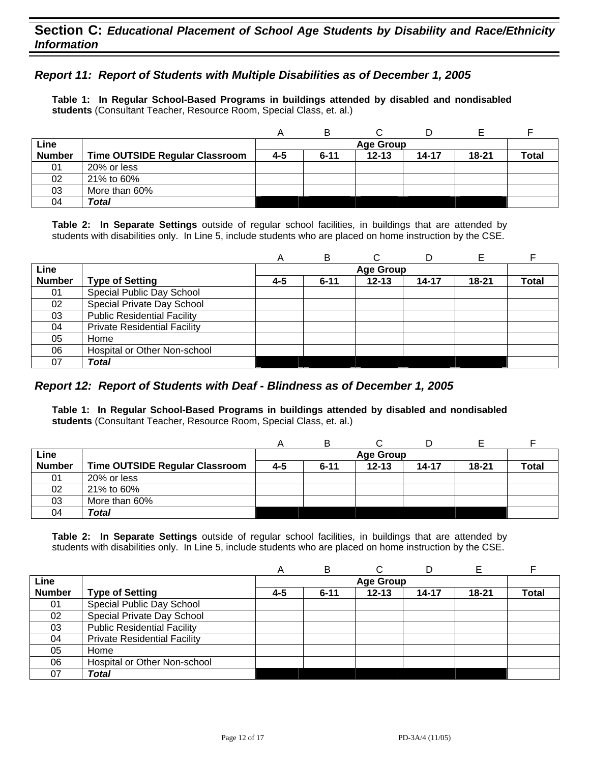## Section C: *Educational Placement of School Age Students by Disability and Race/Ethnicity Information*

### *Report 11: Report of Students with Multiple Disabilities as of December 1, 2005*

**Table 1: In Regular School-Based Programs in buildings attended by disabled and nondisabled students** (Consultant Teacher, Resource Room, Special Class, et. al.)

| | | A | B | C | D | E | F |
|---|---|---|---|---|---|---|---|
| **Line** | | **Age Group** | | | | | |
| **Number** | **Time OUTSIDE Regular Classroom** | **4-5** | **6-11** | **12-13** | **14-17** | **18-21** | **Total** |
| 01 | 20% or less | | | | | | |
| 02 | 21% to 60% | | | | | | |
| 03 | More than 60% | | | | | | |
| 04 | ***Total*** | | | | | | |

**Table 2: In Separate Settings** outside of regular school facilities, in buildings that are attended by students with disabilities only. In Line 5, include students who are placed on home instruction by the CSE.

| | | A | B | C | D | E | F |
|---|---|---|---|---|---|---|---|
| **Line** | | **Age Group** | | | | | |
| **Number** | **Type of Setting** | **4-5** | **6-11** | **12-13** | **14-17** | **18-21** | **Total** |
| 01 | Special Public Day School | | | | | | |
| 02 | Special Private Day School | | | | | | |
| 03 | Public Residential Facility | | | | | | |
| 04 | Private Residential Facility | | | | | | |
| 05 | Home | | | | | | |
| 06 | Hospital or Other Non-school | | | | | | |
| 07 | ***Total*** | | | | | | |

### *Report 12: Report of Students with Deaf - Blindness as of December 1, 2005*

**Table 1: In Regular School-Based Programs in buildings attended by disabled and nondisabled students** (Consultant Teacher, Resource Room, Special Class, et. al.)

| | | A | B | C | D | E | F |
|---|---|---|---|---|---|---|---|
| **Line** | | **Age Group** | | | | | |
| **Number** | **Time OUTSIDE Regular Classroom** | **4-5** | **6-11** | **12-13** | **14-17** | **18-21** | **Total** |
| 01 | 20% or less | | | | | | |
| 02 | 21% to 60% | | | | | | |
| 03 | More than 60% | | | | | | |
| 04 | ***Total*** | | | | | | |

**Table 2: In Separate Settings** outside of regular school facilities, in buildings that are attended by students with disabilities only. In Line 5, include students who are placed on home instruction by the CSE.

| | | A | B | C | D | E | F |
|---|---|---|---|---|---|---|---|
| **Line** | | **Age Group** | | | | | |
| **Number** | **Type of Setting** | **4-5** | **6-11** | **12-13** | **14-17** | **18-21** | **Total** |
| 01 | Special Public Day School | | | | | | |
| 02 | Special Private Day School | | | | | | |
| 03 | Public Residential Facility | | | | | | |
| 04 | Private Residential Facility | | | | | | |
| 05 | Home | | | | | | |
| 06 | Hospital or Other Non-school | | | | | | |
| 07 | ***Total*** | | | | | | |

PD-3A/4 (11/05)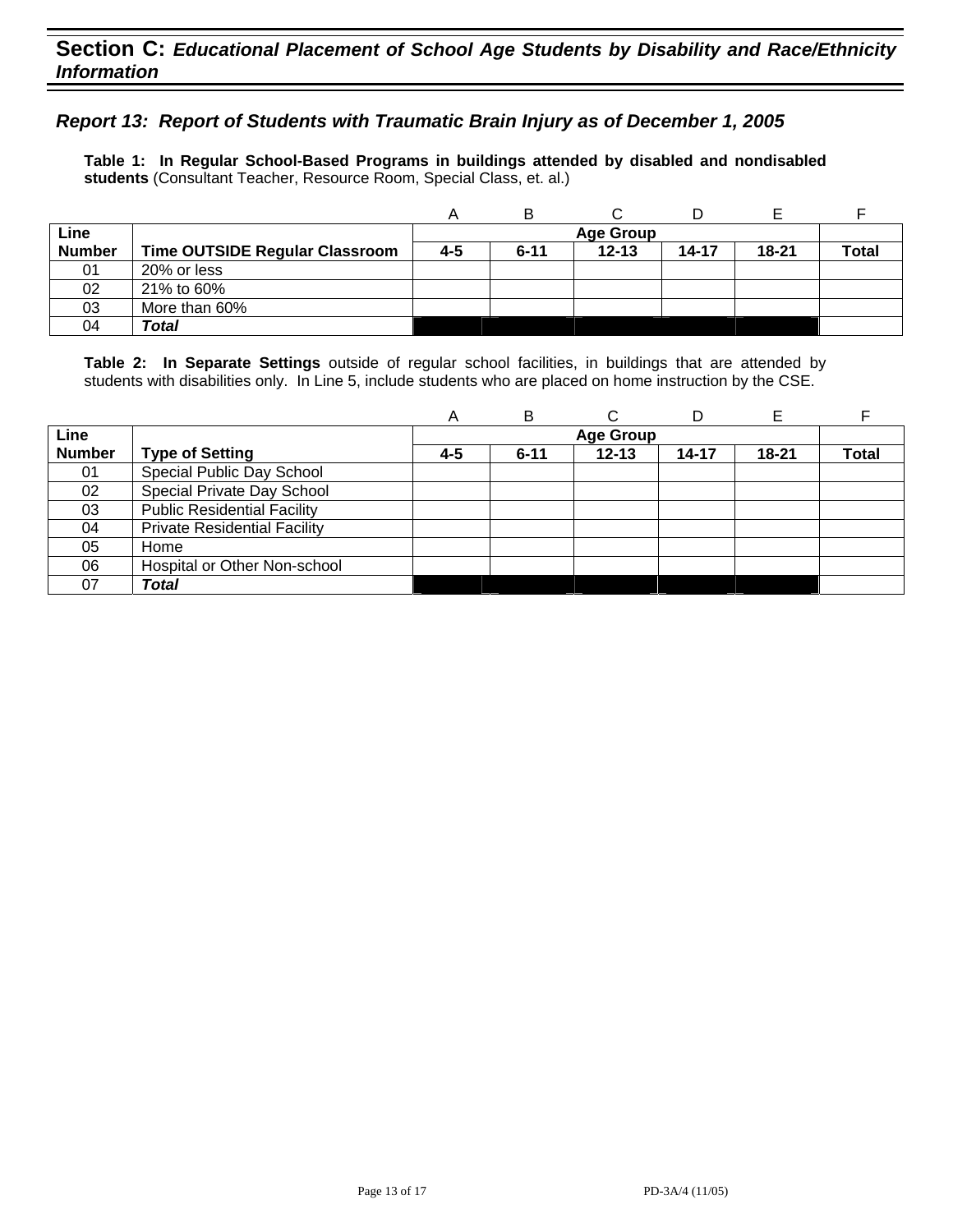## Section C: *Educational Placement of School Age Students by Disability and Race/Ethnicity Information*

### *Report 13: Report of Students with Traumatic Brain Injury as of December 1, 2005*

**Table 1: In Regular School-Based Programs in buildings attended by disabled and nondisabled students** (Consultant Teacher, Resource Room, Special Class, et. al.)

| | | A | B | C | D | E | F |
|---|---|---|---|---|---|---|---|
| **Line** | | **Age Group** | | | | | |
| **Number** | **Time OUTSIDE Regular Classroom** | **4-5** | **6-11** | **12-13** | **14-17** | **18-21** | **Total** |
| 01 | 20% or less | | | | | | |
| 02 | 21% to 60% | | | | | | |
| 03 | More than 60% | | | | | | |
| 04 | ***Total*** | | | | | | |

**Table 2: In Separate Settings** outside of regular school facilities, in buildings that are attended by students with disabilities only. In Line 5, include students who are placed on home instruction by the CSE.

| | | A | B | C | D | E | F |
|---|---|---|---|---|---|---|---|
| **Line** | | **Age Group** | | | | | |
| **Number** | **Type of Setting** | **4-5** | **6-11** | **12-13** | **14-17** | **18-21** | **Total** |
| 01 | Special Public Day School | | | | | | |
| 02 | Special Private Day School | | | | | | |
| 03 | Public Residential Facility | | | | | | |
| 04 | Private Residential Facility | | | | | | |
| 05 | Home | | | | | | |
| 06 | Hospital or Other Non-school | | | | | | |
| 07 | ***Total*** | | | | | | |

PD-3A/4 (11/05)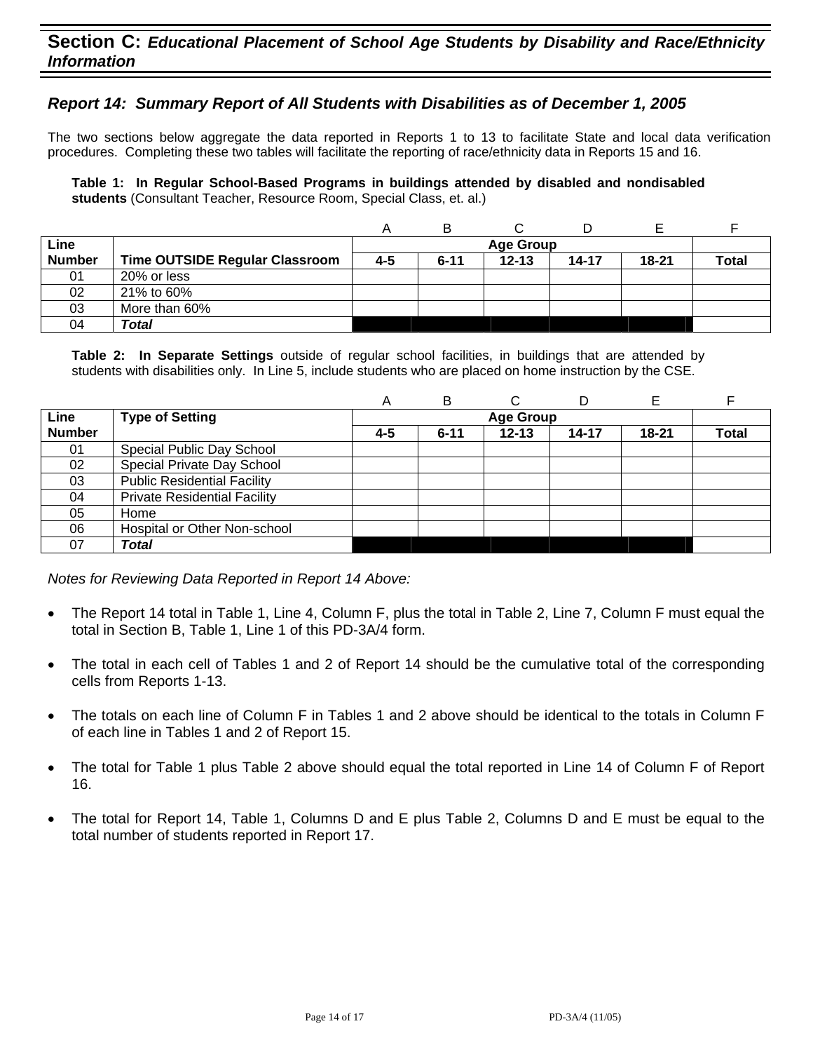## Section C: *Educational Placement of School Age Students by Disability and Race/Ethnicity Information*

### *Report 14: Summary Report of All Students with Disabilities as of December 1, 2005*

The two sections below aggregate the data reported in Reports 1 to 13 to facilitate State and local data verification procedures. Completing these two tables will facilitate the reporting of race/ethnicity data in Reports 15 and 16.

**Table 1: In Regular School-Based Programs in buildings attended by disabled and nondisabled students** (Consultant Teacher, Resource Room, Special Class, et. al.)

| | | A | B | C | D | E | F |
|---|---|---|---|---|---|---|---|
| **Line Number** | **Time OUTSIDE Regular Classroom** | **Age Group** | | | | | |
| | | **4-5** | **6-11** | **12-13** | **14-17** | **18-21** | **Total** |
| 01 | 20% or less | | | | | | |
| 02 | 21% to 60% | | | | | | |
| 03 | More than 60% | | | | | | |
| 04 | ***Total*** | | | | | | |

**Table 2: In Separate Settings** outside of regular school facilities, in buildings that are attended by students with disabilities only. In Line 5, include students who are placed on home instruction by the CSE.

| | | A | B | C | D | E | F |
|---|---|---|---|---|---|---|---|
| **Line Number** | **Type of Setting** | **Age Group** | | | | | |
| | | **4-5** | **6-11** | **12-13** | **14-17** | **18-21** | **Total** |
| 01 | Special Public Day School | | | | | | |
| 02 | Special Private Day School | | | | | | |
| 03 | Public Residential Facility | | | | | | |
| 04 | Private Residential Facility | | | | | | |
| 05 | Home | | | | | | |
| 06 | Hospital or Other Non-school | | | | | | |
| 07 | ***Total*** | | | | | | |

*Notes for Reviewing Data Reported in Report 14 Above:*

- The Report 14 total in Table 1, Line 4, Column F, plus the total in Table 2, Line 7, Column F must equal the total in Section B, Table 1, Line 1 of this PD-3A/4 form.
- The total in each cell of Tables 1 and 2 of Report 14 should be the cumulative total of the corresponding cells from Reports 1-13.
- The totals on each line of Column F in Tables 1 and 2 above should be identical to the totals in Column F of each line in Tables 1 and 2 of Report 15.
- The total for Table 1 plus Table 2 above should equal the total reported in Line 14 of Column F of Report 16.
- The total for Report 14, Table 1, Columns D and E plus Table 2, Columns D and E must be equal to the total number of students reported in Report 17.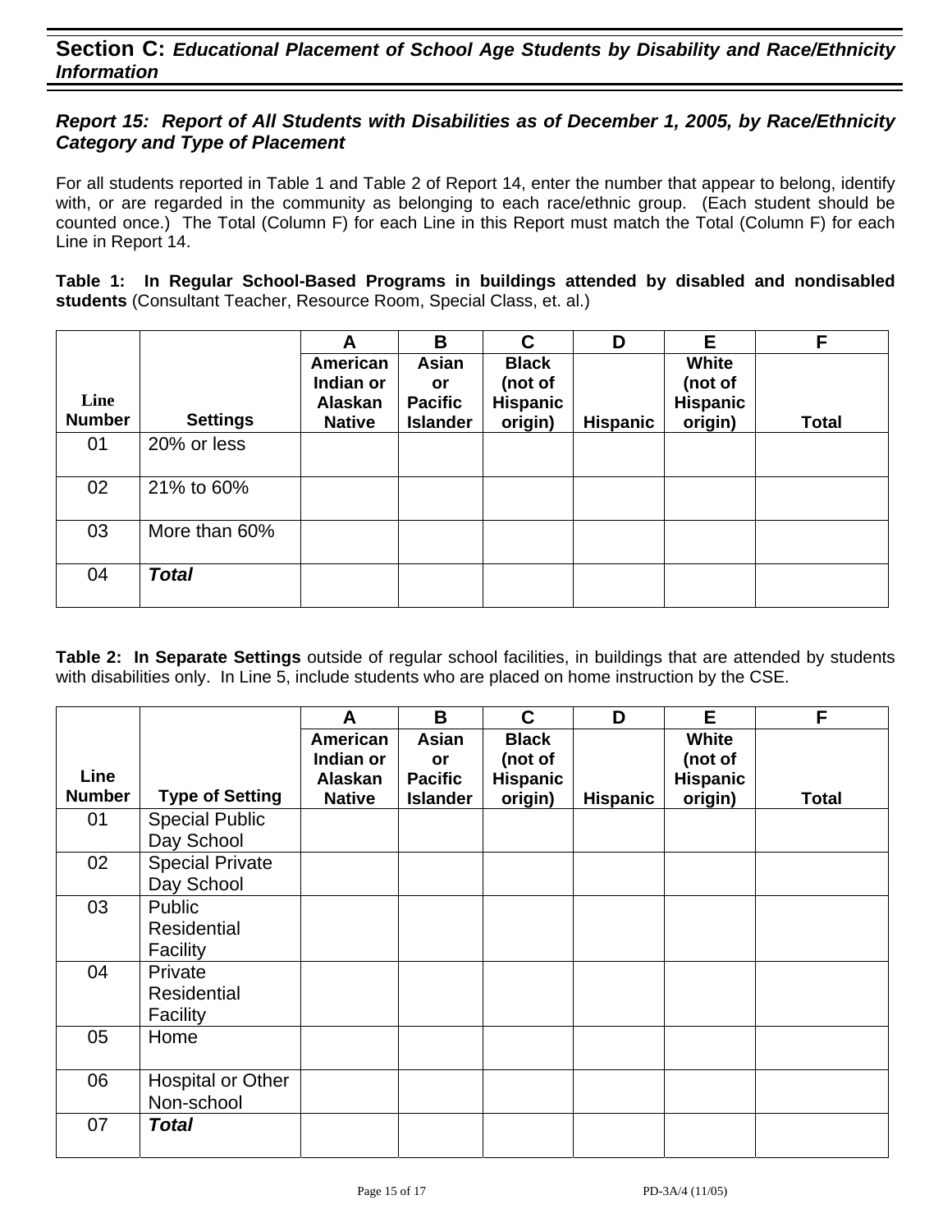## Section C: *Educational Placement of School Age Students by Disability and Race/Ethnicity Information*

### *Report 15: Report of All Students with Disabilities as of December 1, 2005, by Race/Ethnicity Category and Type of Placement*

For all students reported in Table 1 and Table 2 of Report 14, enter the number that appear to belong, identify with, or are regarded in the community as belonging to each race/ethnic group. (Each student should be counted once.) The Total (Column F) for each Line in this Report must match the Total (Column F) for each Line in Report 14.

**Table 1: In Regular School-Based Programs in buildings attended by disabled and nondisabled students** (Consultant Teacher, Resource Room, Special Class, et. al.)

| | | A | B | C | D | E | F |
|---|---|---|---|---|---|---|---|
| **Line Number** | **Settings** | **American Indian or Alaskan Native** | **Asian or Pacific Islander** | **Black (not of Hispanic origin)** | **Hispanic** | **White (not of Hispanic origin)** | **Total** |
| 01 | 20% or less | | | | | | |
| 02 | 21% to 60% | | | | | | |
| 03 | More than 60% | | | | | | |
| 04 | ***Total*** | | | | | | |

**Table 2: In Separate Settings** outside of regular school facilities, in buildings that are attended by students with disabilities only. In Line 5, include students who are placed on home instruction by the CSE.

| | | A | B | C | D | E | F |
|---|---|---|---|---|---|---|---|
| **Line Number** | **Type of Setting** | **American Indian or Alaskan Native** | **Asian or Pacific Islander** | **Black (not of Hispanic origin)** | **Hispanic** | **White (not of Hispanic origin)** | **Total** |
| 01 | Special Public Day School | | | | | | |
| 02 | Special Private Day School | | | | | | |
| 03 | Public Residential Facility | | | | | | |
| 04 | Private Residential Facility | | | | | | |
| 05 | Home | | | | | | |
| 06 | Hospital or Other Non-school | | | | | | |
| 07 | ***Total*** | | | | | | |

PD-3A/4 (11/05)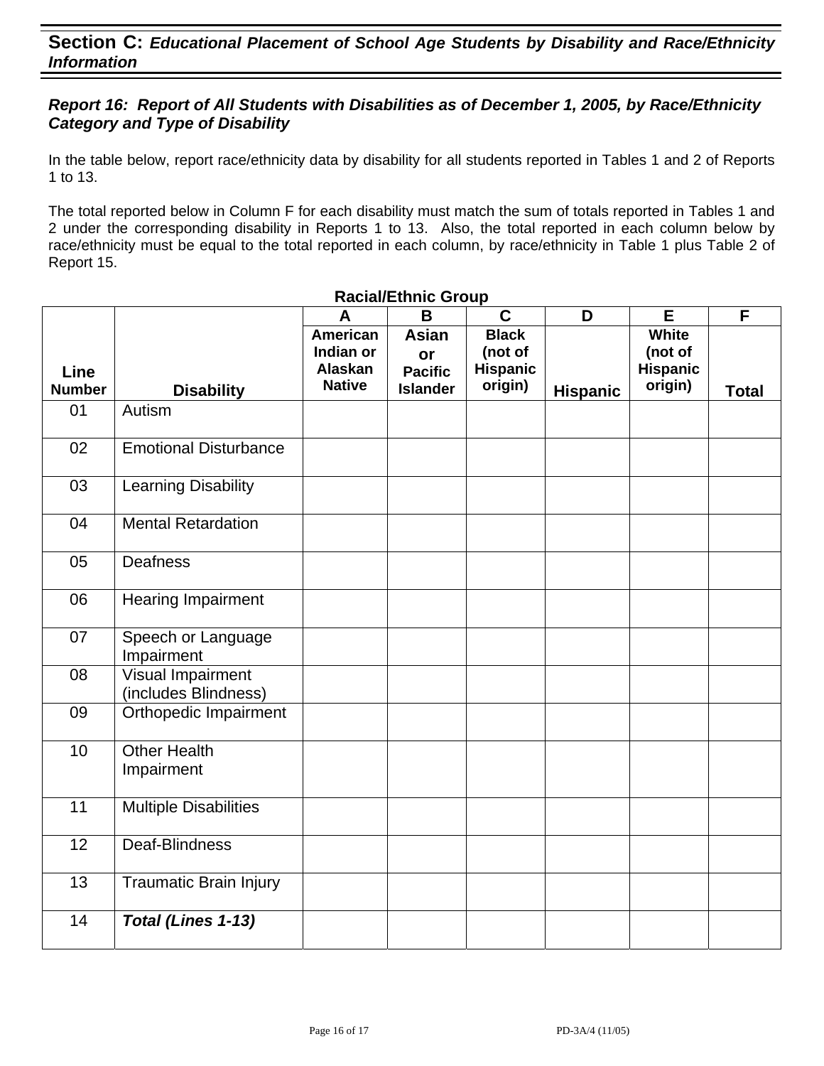## Section C: *Educational Placement of School Age Students by Disability and Race/Ethnicity Information*

### *Report 16: Report of All Students with Disabilities as of December 1, 2005, by Race/Ethnicity Category and Type of Disability*

In the table below, report race/ethnicity data by disability for all students reported in Tables 1 and 2 of Reports 1 to 13.

The total reported below in Column F for each disability must match the sum of totals reported in Tables 1 and 2 under the corresponding disability in Reports 1 to 13. Also, the total reported in each column below by race/ethnicity must be equal to the total reported in each column, by race/ethnicity in Table 1 plus Table 2 of Report 15.

**Racial/Ethnic Group**

| | | A | B | C | D | E | F |
|---|---|---|---|---|---|---|---|
| **Line Number** | **Disability** | **American Indian or Alaskan Native** | **Asian or Pacific Islander** | **Black (not of Hispanic origin)** | **Hispanic** | **White (not of Hispanic origin)** | **Total** |
| 01 | Autism | | | | | | |
| 02 | Emotional Disturbance | | | | | | |
| 03 | Learning Disability | | | | | | |
| 04 | Mental Retardation | | | | | | |
| 05 | Deafness | | | | | | |
| 06 | Hearing Impairment | | | | | | |
| 07 | Speech or Language Impairment | | | | | | |
| 08 | Visual Impairment (includes Blindness) | | | | | | |
| 09 | Orthopedic Impairment | | | | | | |
| 10 | Other Health Impairment | | | | | | |
| 11 | Multiple Disabilities | | | | | | |
| 12 | Deaf-Blindness | | | | | | |
| 13 | Traumatic Brain Injury | | | | | | |
| 14 | ***Total (Lines 1-13)*** | | | | | | |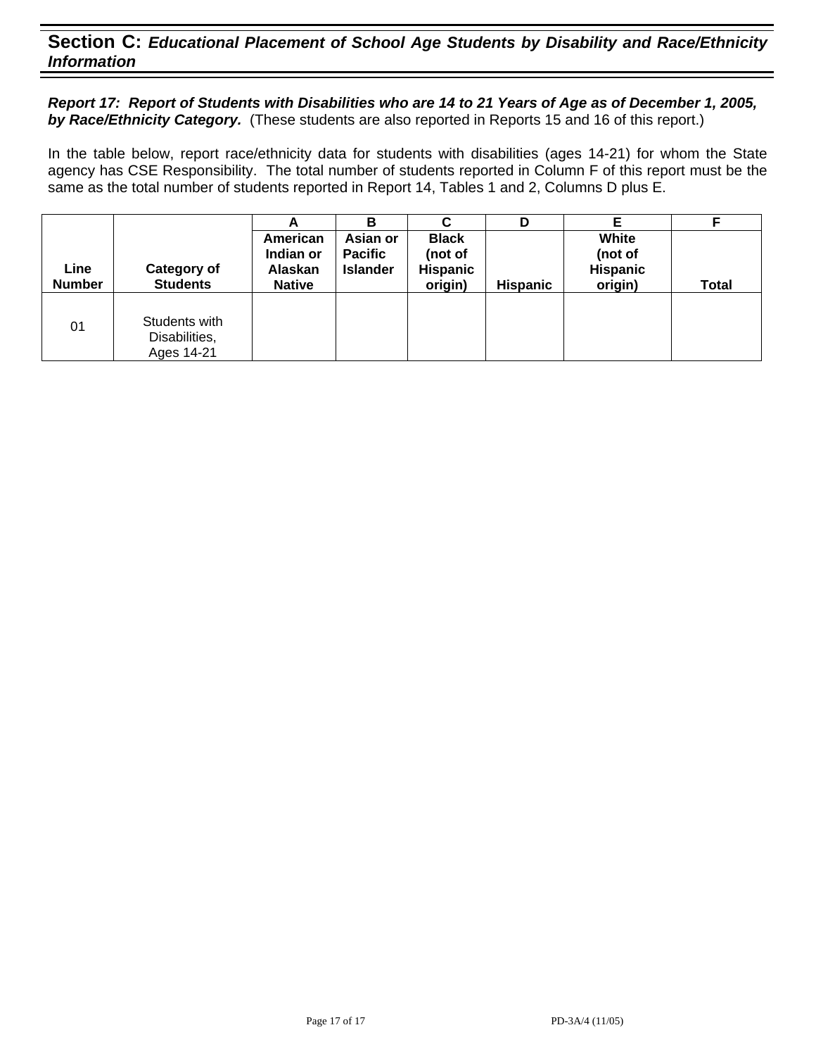## Section C: *Educational Placement of School Age Students by Disability and Race/Ethnicity Information*

***Report 17: Report of Students with Disabilities who are 14 to 21 Years of Age as of December 1, 2005, by Race/Ethnicity Category.*** (These students are also reported in Reports 15 and 16 of this report.)

In the table below, report race/ethnicity data for students with disabilities (ages 14-21) for whom the State agency has CSE Responsibility. The total number of students reported in Column F of this report must be the same as the total number of students reported in Report 14, Tables 1 and 2, Columns D plus E.

| | | A | B | C | D | E | F |
|---|---|---|---|---|---|---|---|
| **Line Number** | **Category of Students** | **American Indian or Alaskan Native** | **Asian or Pacific Islander** | **Black (not of Hispanic origin)** | **Hispanic** | **White (not of Hispanic origin)** | **Total** |
| 01 | Students with Disabilities, Ages 14-21 | | | | | | |